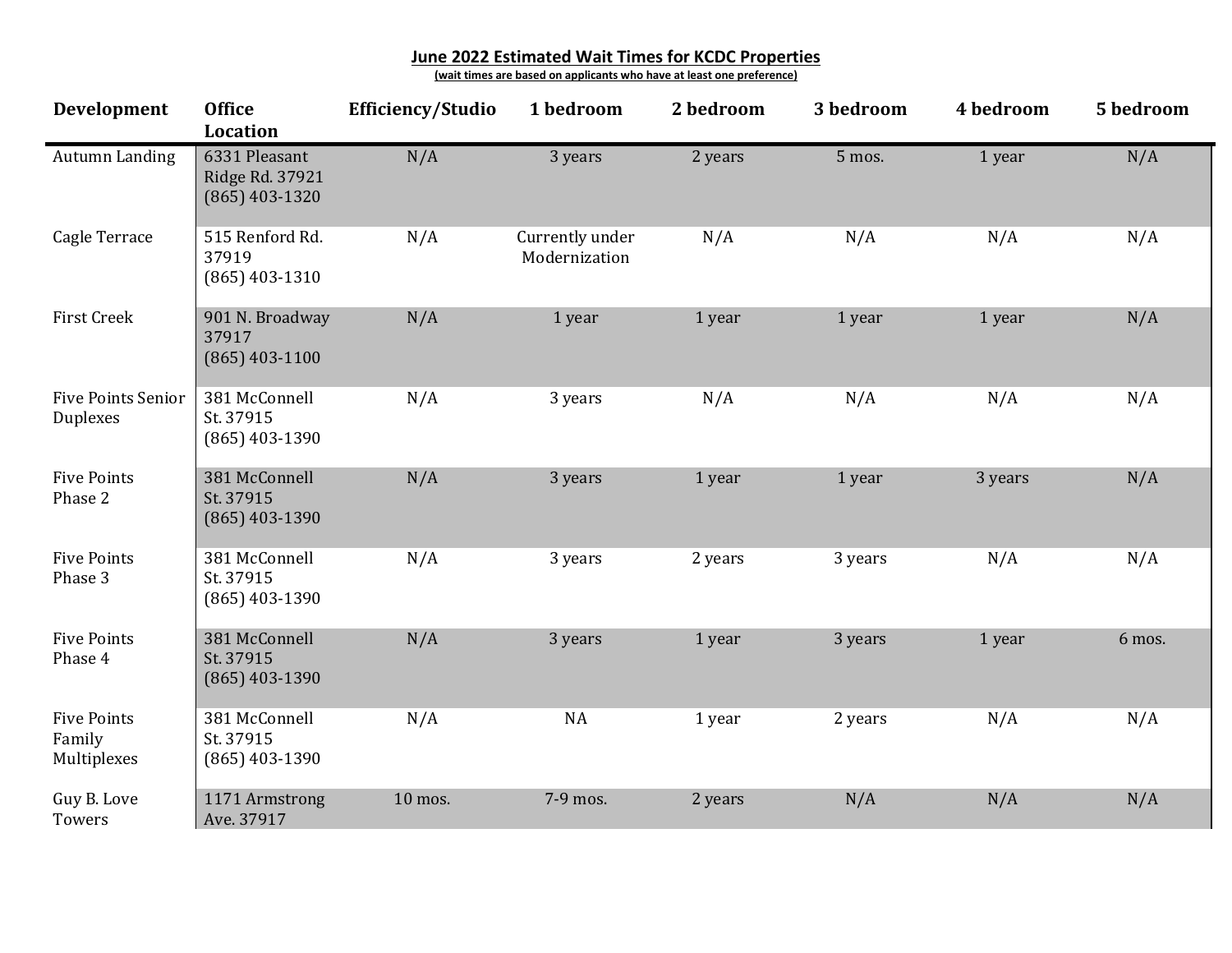**June 2022 Estimated Wait Times for KCDC Properties**

**(wait times are based on applicants who have at least one preference)**

| Development | Office Location | Efficiency/Studio | 1 bedroom | 2 bedroom | 3 bedroom | 4 bedroom | 5 bedroom |
|---|---|---|---|---|---|---|---|
| Autumn Landing | 6331 Pleasant Ridge Rd. 37921 (865) 403-1320 | N/A | 3 years | 2 years | 5 mos. | 1 year | N/A |
| Cagle Terrace | 515 Renford Rd. 37919 (865) 403-1310 | N/A | Currently under Modernization | N/A | N/A | N/A | N/A |
| First Creek | 901 N. Broadway 37917 (865) 403-1100 | N/A | 1 year | 1 year | 1 year | 1 year | N/A |
| Five Points Senior Duplexes | 381 McConnell St. 37915 (865) 403-1390 | N/A | 3 years | N/A | N/A | N/A | N/A |
| Five Points Phase 2 | 381 McConnell St. 37915 (865) 403-1390 | N/A | 3 years | 1 year | 1 year | 3 years | N/A |
| Five Points Phase 3 | 381 McConnell St. 37915 (865) 403-1390 | N/A | 3 years | 2 years | 3 years | N/A | N/A |
| Five Points Phase 4 | 381 McConnell St. 37915 (865) 403-1390 | N/A | 3 years | 1 year | 3 years | 1 year | 6 mos. |
| Five Points Family Multiplexes | 381 McConnell St. 37915 (865) 403-1390 | N/A | NA | 1 year | 2 years | N/A | N/A |
| Guy B. Love Towers | 1171 Armstrong Ave. 37917 | 10 mos. | 7-9 mos. | 2 years | N/A | N/A | N/A |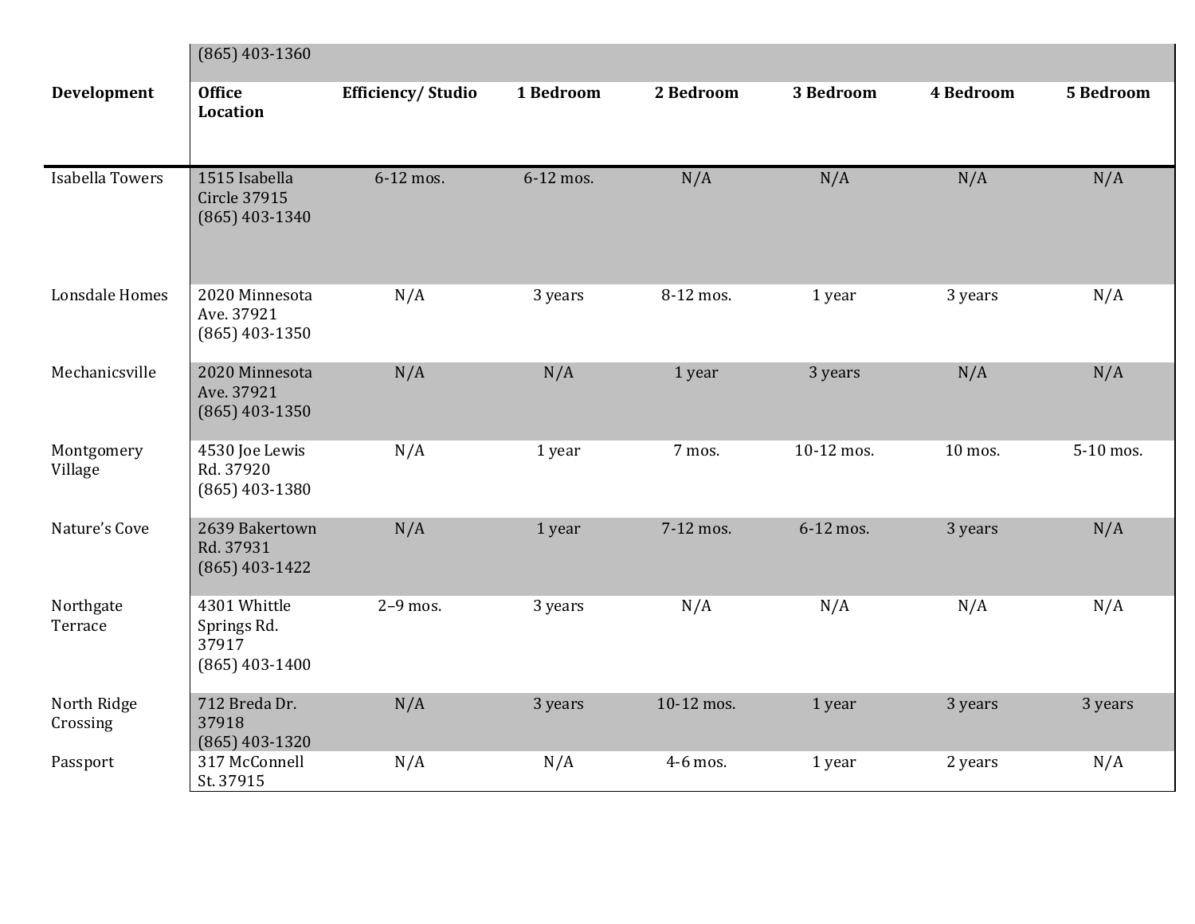| | (865) 403-1360 | | | | | | |
|---|---|---|---|---|---|---|---|
| **Development** | **Office Location** | **Efficiency/ Studio** | **1 Bedroom** | **2 Bedroom** | **3 Bedroom** | **4 Bedroom** | **5 Bedroom** |
| Isabella Towers | 1515 Isabella Circle 37915 (865) 403-1340 | 6-12 mos. | 6-12 mos. | N/A | N/A | N/A | N/A |
| Lonsdale Homes | 2020 Minnesota Ave. 37921 (865) 403-1350 | N/A | 3 years | 8-12 mos. | 1 year | 3 years | N/A |
| Mechanicsville | 2020 Minnesota Ave. 37921 (865) 403-1350 | N/A | N/A | 1 year | 3 years | N/A | N/A |
| Montgomery Village | 4530 Joe Lewis Rd. 37920 (865) 403-1380 | N/A | 1 year | 7 mos. | 10-12 mos. | 10 mos. | 5-10 mos. |
| Nature's Cove | 2639 Bakertown Rd. 37931 (865) 403-1422 | N/A | 1 year | 7-12 mos. | 6-12 mos. | 3 years | N/A |
| Northgate Terrace | 4301 Whittle Springs Rd. 37917 (865) 403-1400 | 2–9 mos. | 3 years | N/A | N/A | N/A | N/A |
| North Ridge Crossing | 712 Breda Dr. 37918 (865) 403-1320 | N/A | 3 years | 10-12 mos. | 1 year | 3 years | 3 years |
| Passport | 317 McConnell St. 37915 | N/A | N/A | 4-6 mos. | 1 year | 2 years | N/A |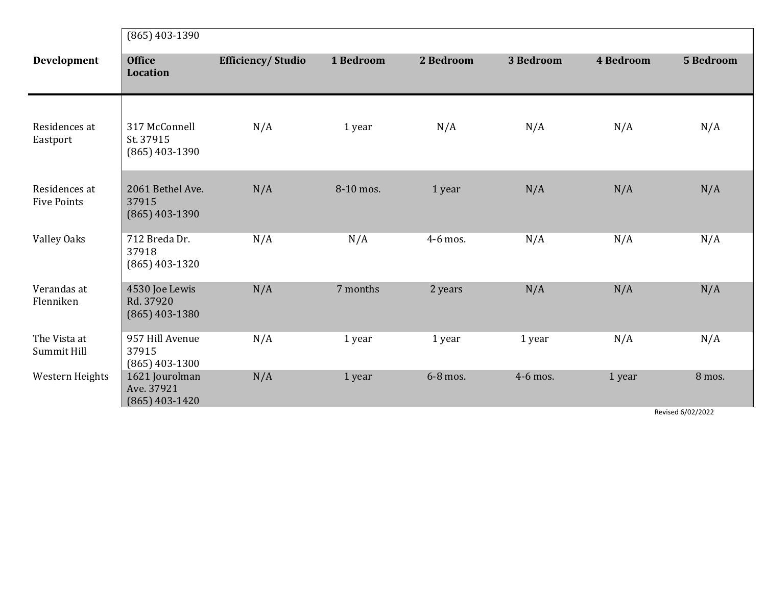| Development | Office Location | Efficiency/ Studio | 1 Bedroom | 2 Bedroom | 3 Bedroom | 4 Bedroom | 5 Bedroom |
|---|---|---|---|---|---|---|---|
| | (865) 403-1390 | | | | | | |
| Residences at Eastport | 317 McConnell St. 37915 (865) 403-1390 | N/A | 1 year | N/A | N/A | N/A | N/A |
| Residences at Five Points | 2061 Bethel Ave. 37915 (865) 403-1390 | N/A | 8-10 mos. | 1 year | N/A | N/A | N/A |
| Valley Oaks | 712 Breda Dr. 37918 (865) 403-1320 | N/A | N/A | 4-6 mos. | N/A | N/A | N/A |
| Verandas at Flenniken | 4530 Joe Lewis Rd. 37920 (865) 403-1380 | N/A | 7 months | 2 years | N/A | N/A | N/A |
| The Vista at Summit Hill | 957 Hill Avenue 37915 (865) 403-1300 | N/A | 1 year | 1 year | 1 year | N/A | N/A |
| Western Heights | 1621 Jourolman Ave. 37921 (865) 403-1420 | N/A | 1 year | 6-8 mos. | 4-6 mos. | 1 year | 8 mos. |

Revised 6/02/2022